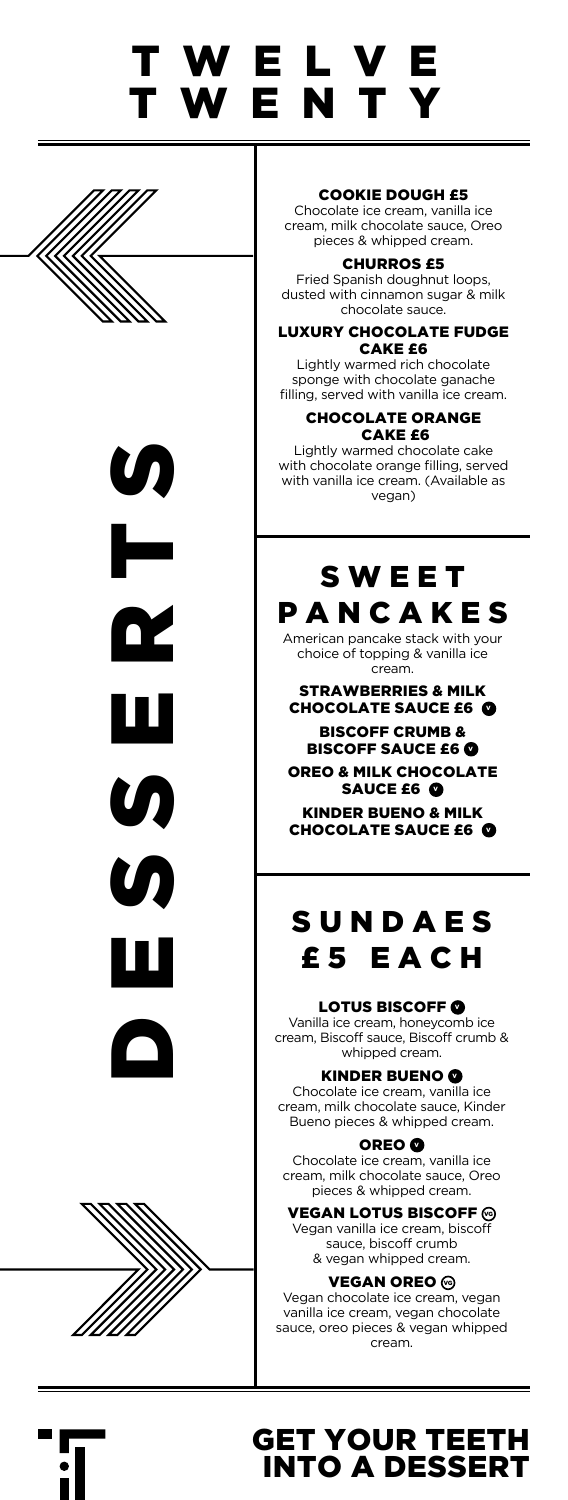# TWELVE TWENTY

## DESSERTS

### COOKIE DOUGH £5
Chocolate ice cream, vanilla ice cream, milk chocolate sauce, Oreo pieces & whipped cream.

### CHURROS £5
Fried Spanish doughnut loops, dusted with cinnamon sugar & milk chocolate sauce.

### LUXURY CHOCOLATE FUDGE CAKE £6
Lightly warmed rich chocolate sponge with chocolate ganache filling, served with vanilla ice cream.

### CHOCOLATE ORANGE CAKE £6
Lightly warmed chocolate cake with chocolate orange filling, served with vanilla ice cream. (Available as vegan)

## SWEET PANCAKES

American pancake stack with your choice of topping & vanilla ice cream.

**STRAWBERRIES & MILK CHOCOLATE SAUCE £6** (V)

**BISCOFF CRUMB & BISCOFF SAUCE £6** (V)

**OREO & MILK CHOCOLATE SAUCE £6** (V)

**KINDER BUENO & MILK CHOCOLATE SAUCE £6** (V)

## SUNDAES £5 EACH

### LOTUS BISCOFF (V)
Vanilla ice cream, honeycomb ice cream, Biscoff sauce, Biscoff crumb & whipped cream.

### KINDER BUENO (V)
Chocolate ice cream, vanilla ice cream, milk chocolate sauce, Kinder Bueno pieces & whipped cream.

### OREO (V)
Chocolate ice cream, vanilla ice cream, milk chocolate sauce, Oreo pieces & whipped cream.

### VEGAN LOTUS BISCOFF (VG)
Vegan vanilla ice cream, biscoff sauce, biscoff crumb & vegan whipped cream.

### VEGAN OREO (VG)
Vegan chocolate ice cream, vegan vanilla ice cream, vegan chocolate sauce, oreo pieces & vegan whipped cream.

## GET YOUR TEETH INTO A DESSERT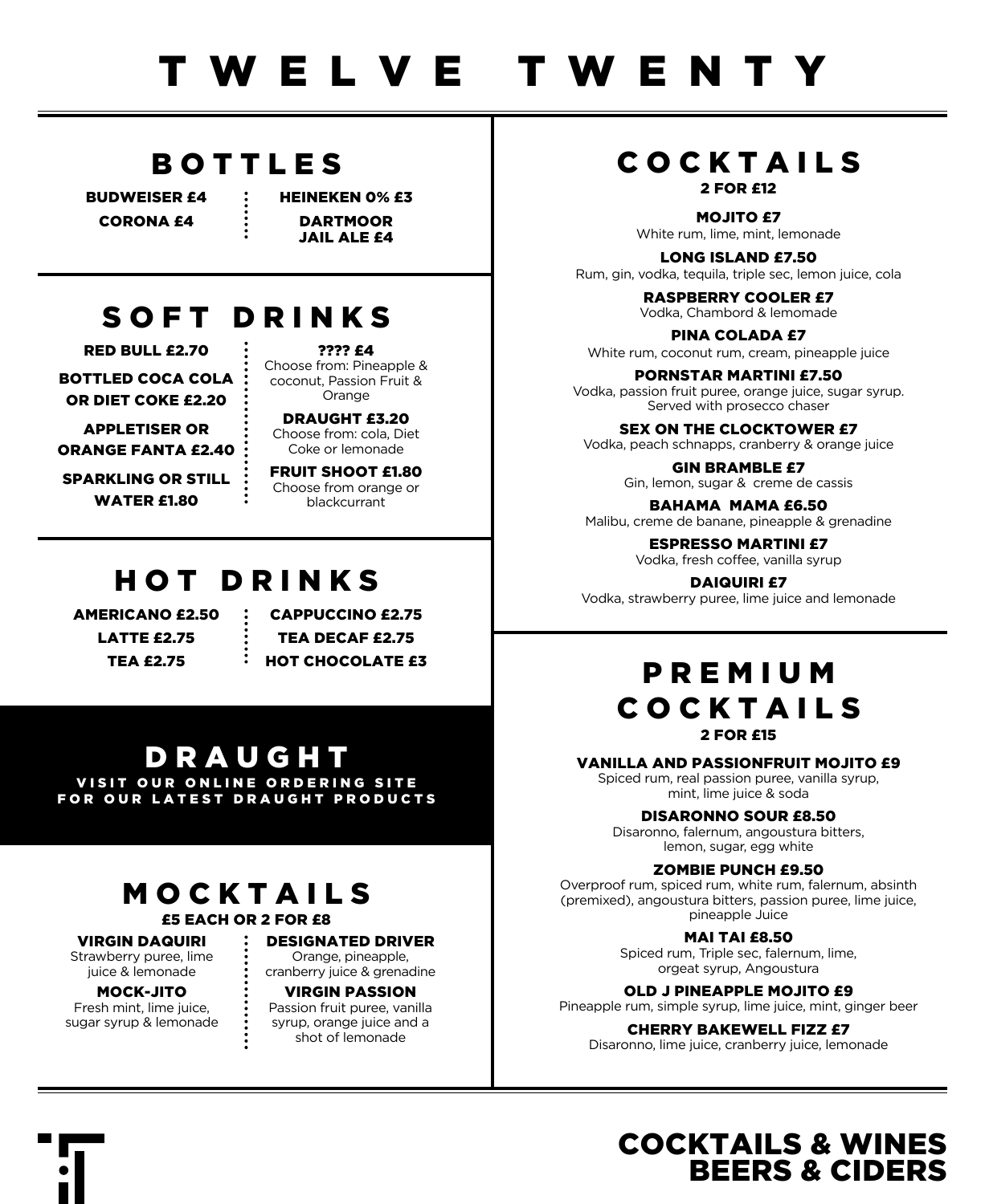# T W E L V E  T W E N T Y

## BOTTLES

**BUDWEISER £4**

**CORONA £4**

**HEINEKEN 0% £3**

**DARTMOOR JAIL ALE £4**

## SOFT DRINKS

**RED BULL £2.70**

**BOTTLED COCA COLA OR DIET COKE £2.20**

**APPLETISER OR ORANGE FANTA £2.40**

**SPARKLING OR STILL WATER £1.80**

**???? £4**
Choose from: Pineapple & coconut, Passion Fruit & Orange

**DRAUGHT £3.20**
Choose from: cola, Diet Coke or lemonade

**FRUIT SHOOT £1.80**
Choose from orange or blackcurrant

## HOT DRINKS

**AMERICANO £2.50**

**LATTE £2.75**

**TEA £2.75**

**CAPPUCCINO £2.75**

**TEA DECAF £2.75**

**HOT CHOCOLATE £3**

## DRAUGHT

VISIT OUR ONLINE ORDERING SITE FOR OUR LATEST DRAUGHT PRODUCTS

## MOCKTAILS

**£5 EACH OR 2 FOR £8**

**VIRGIN DAQUIRI**
Strawberry puree, lime juice & lemonade

**MOCK-JITO**
Fresh mint, lime juice, sugar syrup & lemonade

**DESIGNATED DRIVER**
Orange, pineapple, cranberry juice & grenadine

**VIRGIN PASSION**
Passion fruit puree, vanilla syrup, orange juice and a shot of lemonade

## COCKTAILS

**2 FOR £12**

**MOJITO £7**
White rum, lime, mint, lemonade

**LONG ISLAND £7.50**
Rum, gin, vodka, tequila, triple sec, lemon juice, cola

**RASPBERRY COOLER £7**
Vodka, Chambord & lemomade

**PINA COLADA £7**
White rum, coconut rum, cream, pineapple juice

**PORNSTAR MARTINI £7.50**
Vodka, passion fruit puree, orange juice, sugar syrup. Served with prosecco chaser

**SEX ON THE CLOCKTOWER £7**
Vodka, peach schnapps, cranberry & orange juice

**GIN BRAMBLE £7**
Gin, lemon, sugar & creme de cassis

**BAHAMA MAMA £6.50**
Malibu, creme de banane, pineapple & grenadine

**ESPRESSO MARTINI £7**
Vodka, fresh coffee, vanilla syrup

**DAIQUIRI £7**
Vodka, strawberry puree, lime juice and lemonade

## PREMIUM COCKTAILS

**2 FOR £15**

**VANILLA AND PASSIONFRUIT MOJITO £9**
Spiced rum, real passion puree, vanilla syrup, mint, lime juice & soda

**DISARONNO SOUR £8.50**
Disaronno, falernum, angoustura bitters, lemon, sugar, egg white

**ZOMBIE PUNCH £9.50**
Overproof rum, spiced rum, white rum, falernum, absinth (premixed), angoustura bitters, passion puree, lime juice, pineapple Juice

**MAI TAI £8.50**
Spiced rum, Triple sec, falernum, lime, orgeat syrup, Angoustura

**OLD J PINEAPPLE MOJITO £9**
Pineapple rum, simple syrup, lime juice, mint, ginger beer

**CHERRY BAKEWELL FIZZ £7**
Disaronno, lime juice, cranberry juice, lemonade

**COCKTAILS & WINES**
**BEERS & CIDERS**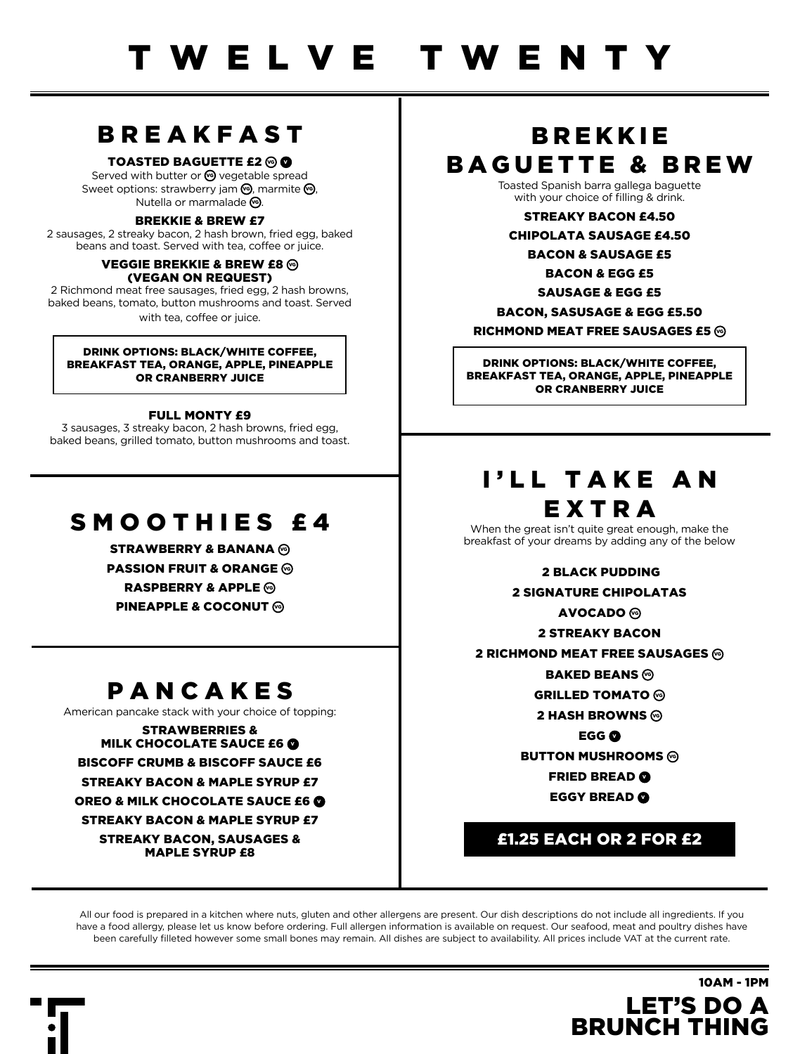# TWELVE TWENTY

## BREAKFAST

**TOASTED BAGUETTE £2 (VG) (V)**
Served with butter or (VG) vegetable spread
Sweet options: strawberry jam (VG), marmite (VG), Nutella or marmalade (VG).

**BREKKIE & BREW £7**
2 sausages, 2 streaky bacon, 2 hash brown, fried egg, baked beans and toast. Served with tea, coffee or juice.

**VEGGIE BREKKIE & BREW £8 (VG) (VEGAN ON REQUEST)**
2 Richmond meat free sausages, fried egg, 2 hash browns, baked beans, tomato, button mushrooms and toast. Served with tea, coffee or juice.

**DRINK OPTIONS: BLACK/WHITE COFFEE, BREAKFAST TEA, ORANGE, APPLE, PINEAPPLE OR CRANBERRY JUICE**

**FULL MONTY £9**
3 sausages, 3 streaky bacon, 2 hash browns, fried egg, baked beans, grilled tomato, button mushrooms and toast.

## SMOOTHIES £4

**STRAWBERRY & BANANA (VG)**
**PASSION FRUIT & ORANGE (VG)**
**RASPBERRY & APPLE (VG)**
**PINEAPPLE & COCONUT (VG)**

## PANCAKES

American pancake stack with your choice of topping:

**STRAWBERRIES & MILK CHOCOLATE SAUCE £6 (V)**
**BISCOFF CRUMB & BISCOFF SAUCE £6**
**STREAKY BACON & MAPLE SYRUP £7**
**OREO & MILK CHOCOLATE SAUCE £6 (V)**
**STREAKY BACON & MAPLE SYRUP £7**
**STREAKY BACON, SAUSAGES & MAPLE SYRUP £8**

## BREKKIE BAGUETTE & BREW

Toasted Spanish barra gallega baguette with your choice of filling & drink.

**STREAKY BACON £4.50**
**CHIPOLATA SAUSAGE £4.50**
**BACON & SAUSAGE £5**
**BACON & EGG £5**
**SAUSAGE & EGG £5**
**BACON, SASUSAGE & EGG £5.50**
**RICHMOND MEAT FREE SAUSAGES £5 (VG)**

**DRINK OPTIONS: BLACK/WHITE COFFEE, BREAKFAST TEA, ORANGE, APPLE, PINEAPPLE OR CRANBERRY JUICE**

## I'LL TAKE AN EXTRA

When the great isn't quite great enough, make the breakfast of your dreams by adding any of the below

**2 BLACK PUDDING**
**2 SIGNATURE CHIPOLATAS**
**AVOCADO (VG)**
**2 STREAKY BACON**
**2 RICHMOND MEAT FREE SAUSAGES (VG)**
**BAKED BEANS (VG)**
**GRILLED TOMATO (VG)**
**2 HASH BROWNS (VG)**
**EGG (V)**
**BUTTON MUSHROOMS (VG)**
**FRIED BREAD (V)**
**EGGY BREAD (V)**

**£1.25 EACH OR 2 FOR £2**

All our food is prepared in a kitchen where nuts, gluten and other allergens are present. Our dish descriptions do not include all ingredients. If you have a food allergy, please let us know before ordering. Full allergen information is available on request. Our seafood, meat and poultry dishes have been carefully filleted however some small bones may remain. All dishes are subject to availability. All prices include VAT at the current rate.

**10AM - 1PM**

**LET'S DO A BRUNCH THING**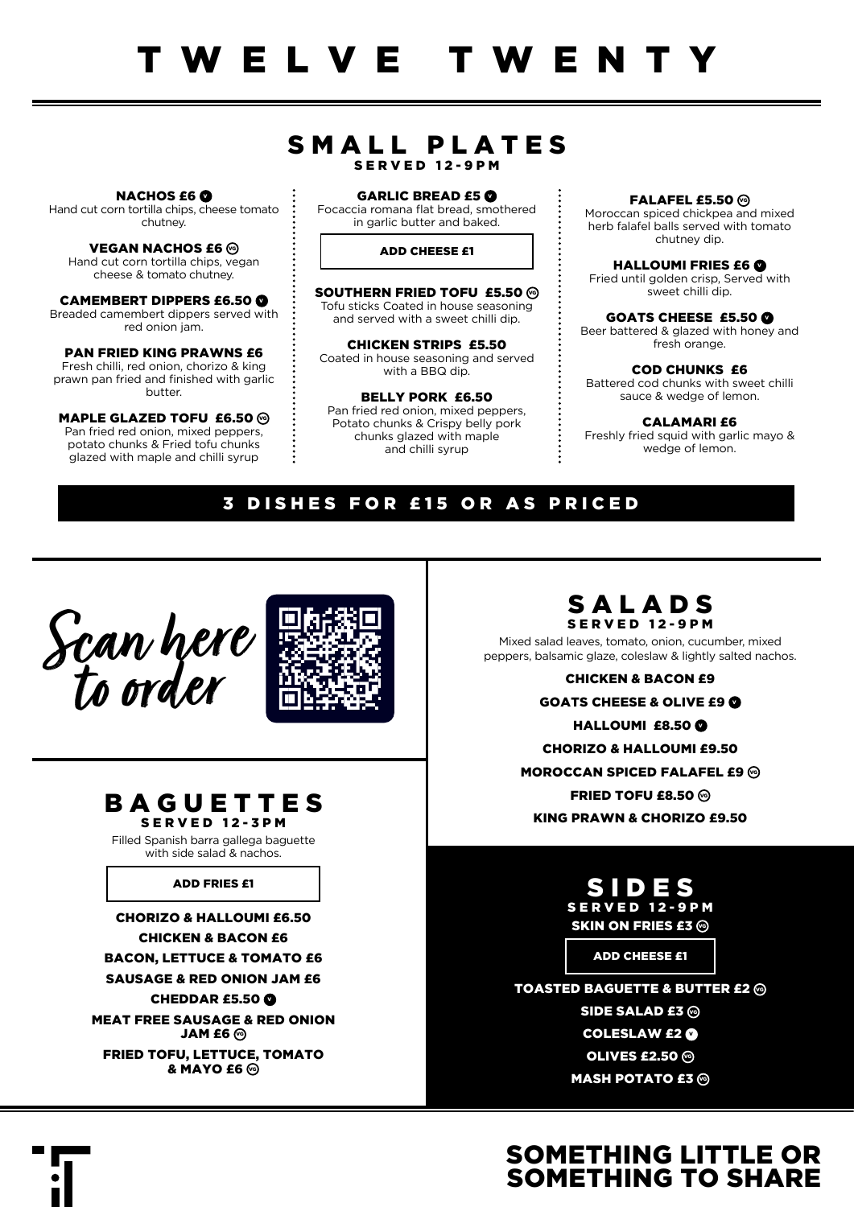# TWELVE TWENTY

## SMALL PLATES

**SERVED 12-9PM**

**NACHOS £6** (V)
Hand cut corn tortilla chips, cheese tomato chutney.

**VEGAN NACHOS £6** (VG)
Hand cut corn tortilla chips, vegan cheese & tomato chutney.

**CAMEMBERT DIPPERS £6.50** (V)
Breaded camembert dippers served with red onion jam.

**PAN FRIED KING PRAWNS £6**
Fresh chilli, red onion, chorizo & king prawn pan fried and finished with garlic butter.

**MAPLE GLAZED TOFU £6.50** (VG)
Pan fried red onion, mixed peppers, potato chunks & Fried tofu chunks glazed with maple and chilli syrup

**GARLIC BREAD £5** (V)
Focaccia romana flat bread, smothered in garlic butter and baked.

ADD CHEESE £1

**SOUTHERN FRIED TOFU £5.50** (VG)
Tofu sticks Coated in house seasoning and served with a sweet chilli dip.

**CHICKEN STRIPS £5.50**
Coated in house seasoning and served with a BBQ dip.

**BELLY PORK £6.50**
Pan fried red onion, mixed peppers, Potato chunks & Crispy belly pork chunks glazed with maple and chilli syrup

**FALAFEL £5.50** (VG)
Moroccan spiced chickpea and mixed herb falafel balls served with tomato chutney dip.

**HALLOUMI FRIES £6** (V)
Fried until golden crisp, Served with sweet chilli dip.

**GOATS CHEESE £5.50** (V)
Beer battered & glazed with honey and fresh orange.

**COD CHUNKS £6**
Battered cod chunks with sweet chilli sauce & wedge of lemon.

**CALAMARI £6**
Freshly fried squid with garlic mayo & wedge of lemon.

**3 DISHES FOR £15 OR AS PRICED**

*Scan here to order*

## SALADS

**SERVED 12-9PM**

Mixed salad leaves, tomato, onion, cucumber, mixed peppers, balsamic glaze, coleslaw & lightly salted nachos.

- **CHICKEN & BACON £9**
- **GOATS CHEESE & OLIVE £9** (V)
- **HALLOUMI £8.50** (V)
- **CHORIZO & HALLOUMI £9.50**
- **MOROCCAN SPICED FALAFEL £9** (VG)
- **FRIED TOFU £8.50** (VG)
- **KING PRAWN & CHORIZO £9.50**

## BAGUETTES

**SERVED 12-3PM**

Filled Spanish barra gallega baguette with side salad & nachos.

ADD FRIES £1

- **CHORIZO & HALLOUMI £6.50**
- **CHICKEN & BACON £6**
- **BACON, LETTUCE & TOMATO £6**
- **SAUSAGE & RED ONION JAM £6**
- **CHEDDAR £5.50** (V)
- **MEAT FREE SAUSAGE & RED ONION JAM £6** (VG)
- **FRIED TOFU, LETTUCE, TOMATO & MAYO £6** (VG)

## SIDES

**SERVED 12-9PM**

**SKIN ON FRIES £3** (VG)

ADD CHEESE £1

- **TOASTED BAGUETTE & BUTTER £2** (VG)
- **SIDE SALAD £3** (VG)
- **COLESLAW £2** (V)
- **OLIVES £2.50** (VG)
- **MASH POTATO £3** (VG)

**SOMETHING LITTLE OR SOMETHING TO SHARE**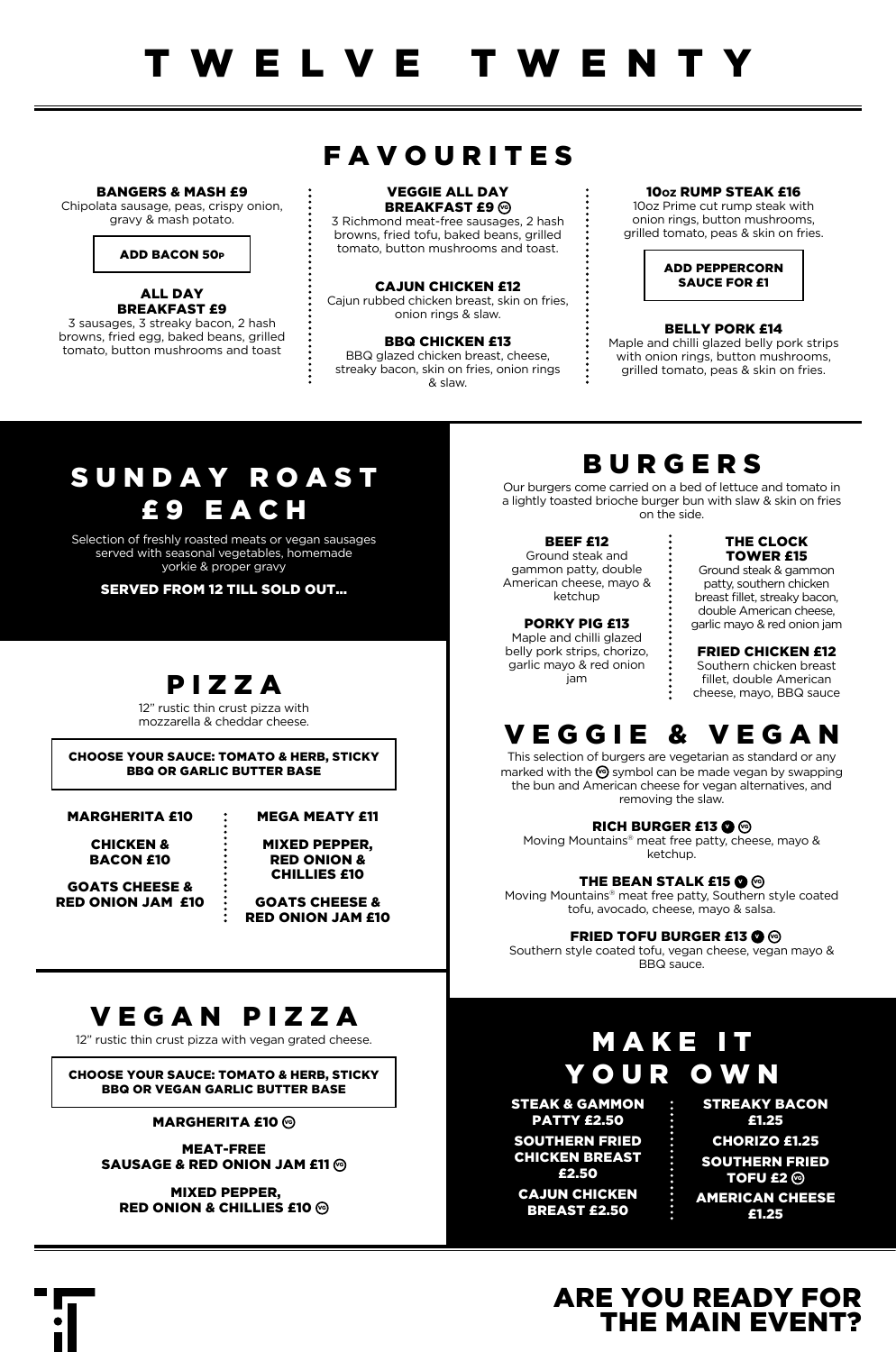# TWELVE TWENTY

## FAVOURITES

**BANGERS & MASH £9**
Chipolata sausage, peas, crispy onion, gravy & mash potato.

**ADD BACON 50P**

**ALL DAY BREAKFAST £9**
3 sausages, 3 streaky bacon, 2 hash browns, fried egg, baked beans, grilled tomato, button mushrooms and toast

**VEGGIE ALL DAY BREAKFAST £9** (VO)
3 Richmond meat-free sausages, 2 hash browns, fried tofu, baked beans, grilled tomato, button mushrooms and toast.

**CAJUN CHICKEN £12**
Cajun rubbed chicken breast, skin on fries, onion rings & slaw.

**BBQ CHICKEN £13**
BBQ glazed chicken breast, cheese, streaky bacon, skin on fries, onion rings & slaw.

**10oz RUMP STEAK £16**
10oz Prime cut rump steak with onion rings, button mushrooms, grilled tomato, peas & skin on fries.

**ADD PEPPERCORN SAUCE FOR £1**

**BELLY PORK £14**
Maple and chilli glazed belly pork strips with onion rings, button mushrooms, grilled tomato, peas & skin on fries.

## SUNDAY ROAST £9 EACH

Selection of freshly roasted meats or vegan sausages served with seasonal vegetables, homemade yorkie & proper gravy

**SERVED FROM 12 TILL SOLD OUT...**

## PIZZA

12" rustic thin crust pizza with mozzarella & cheddar cheese.

**CHOOSE YOUR SAUCE: TOMATO & HERB, STICKY BBQ OR GARLIC BUTTER BASE**

**MARGHERITA £10**

**CHICKEN & BACON £10**

**GOATS CHEESE & RED ONION JAM £10**

**MEGA MEATY £11**

**MIXED PEPPER, RED ONION & CHILLIES £10**

**GOATS CHEESE & RED ONION JAM £10**

## VEGAN PIZZA

12" rustic thin crust pizza with vegan grated cheese.

**CHOOSE YOUR SAUCE: TOMATO & HERB, STICKY BBQ OR VEGAN GARLIC BUTTER BASE**

**MARGHERITA £10** (VO)

**MEAT-FREE SAUSAGE & RED ONION JAM £11** (VO)

**MIXED PEPPER, RED ONION & CHILLIES £10** (VO)

## BURGERS

Our burgers come carried on a bed of lettuce and tomato in a lightly toasted brioche burger bun with slaw & skin on fries on the side.

**BEEF £12**
Ground steak and gammon patty, double American cheese, mayo & ketchup

**PORKY PIG £13**
Maple and chilli glazed belly pork strips, chorizo, garlic mayo & red onion jam

**THE CLOCK TOWER £15**
Ground steak & gammon patty, southern chicken breast fillet, streaky bacon, double American cheese, garlic mayo & red onion jam

**FRIED CHICKEN £12**
Southern chicken breast fillet, double American cheese, mayo, BBQ sauce

## VEGGIE & VEGAN

This selection of burgers are vegetarian as standard or any marked with the (VO) symbol can be made vegan by swapping the bun and American cheese for vegan alternatives, and removing the slaw.

**RICH BURGER £13** (V) (VO)
Moving Mountains® meat free patty, cheese, mayo & ketchup.

**THE BEAN STALK £15** (V) (VO)
Moving Mountains® meat free patty, Southern style coated tofu, avocado, cheese, mayo & salsa.

**FRIED TOFU BURGER £13** (V) (VO)
Southern style coated tofu, vegan cheese, vegan mayo & BBQ sauce.

## MAKE IT YOUR OWN

**STEAK & GAMMON PATTY £2.50**

**SOUTHERN FRIED CHICKEN BREAST £2.50**

**CAJUN CHICKEN BREAST £2.50**

**STREAKY BACON £1.25**

**CHORIZO £1.25**

**SOUTHERN FRIED TOFU £2** (VO)

**AMERICAN CHEESE £1.25**

## ARE YOU READY FOR THE MAIN EVENT?